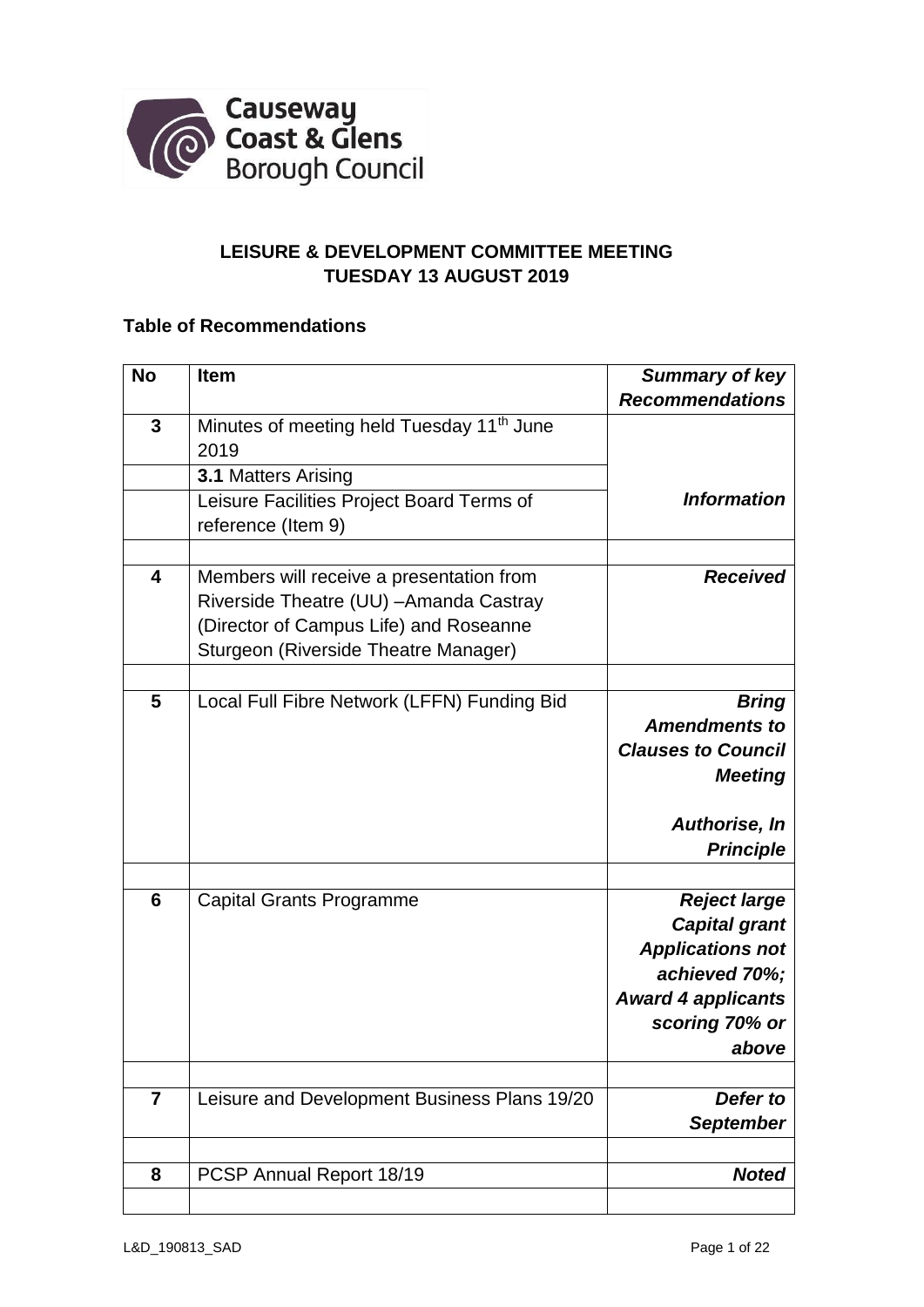Causeway Coast & Glens Borough Council

**LEISURE & DEVELOPMENT COMMITTEE MEETING**
**TUESDAY 13 AUGUST 2019**

**Table of Recommendations**

| No | Item | Summary of key Recommendations |
|---|---|---|
| **3** | Minutes of meeting held Tuesday 11th June 2019 | |
| | **3.1** Matters Arising | |
| | Leisure Facilities Project Board Terms of reference (Item 9) | ***Information*** |
| | | |
| **4** | Members will receive a presentation from Riverside Theatre (UU) –Amanda Castray (Director of Campus Life) and Roseanne Sturgeon (Riverside Theatre Manager) | ***Received*** |
| | | |
| **5** | Local Full Fibre Network (LFFN) Funding Bid | ***Bring Amendments to Clauses to Council Meeting***<br><br>***Authorise, In Principle*** |
| | | |
| **6** | Capital Grants Programme | ***Reject large Capital grant Applications not achieved 70%; Award 4 applicants scoring 70% or above*** |
| | | |
| **7** | Leisure and Development Business Plans 19/20 | ***Defer to September*** |
| | | |
| **8** | PCSP Annual Report 18/19 | ***Noted*** |
| | | |

L&D_190813_SAD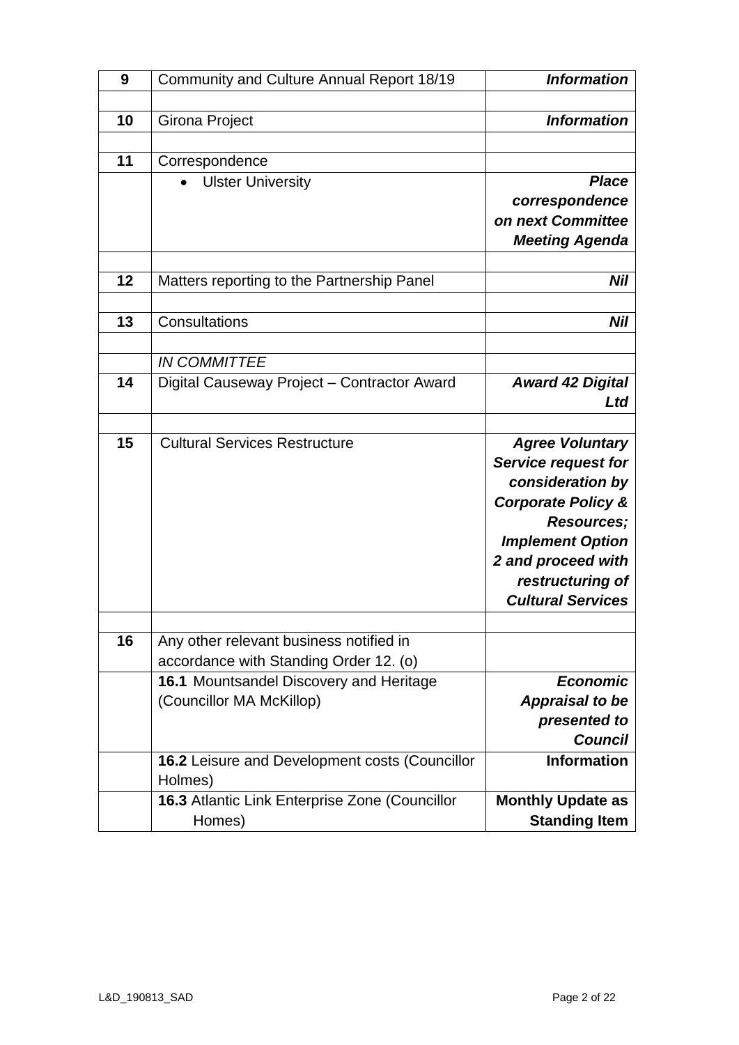| | | |
|---|---|---|
| **9** | Community and Culture Annual Report 18/19 | ***Information*** |
| | | |
| **10** | Girona Project | ***Information*** |
| | | |
| **11** | Correspondence | |
| | • Ulster University | ***Place correspondence on next Committee Meeting Agenda*** |
| | | |
| **12** | Matters reporting to the Partnership Panel | ***Nil*** |
| | | |
| **13** | Consultations | ***Nil*** |
| | | |
| | *IN COMMITTEE* | |
| **14** | Digital Causeway Project – Contractor Award | ***Award 42 Digital Ltd*** |
| | | |
| **15** | Cultural Services Restructure | ***Agree Voluntary Service request for consideration by Corporate Policy & Resources; Implement Option 2 and proceed with restructuring of Cultural Services*** |
| | | |
| **16** | Any other relevant business notified in accordance with Standing Order 12. (o) | |
| | **16.1** Mountsandel Discovery and Heritage (Councillor MA McKillop) | ***Economic Appraisal to be presented to Council*** |
| | **16.2** Leisure and Development costs (Councillor Holmes) | **Information** |
| | **16.3** Atlantic Link Enterprise Zone (Councillor Homes) | **Monthly Update as Standing Item** |